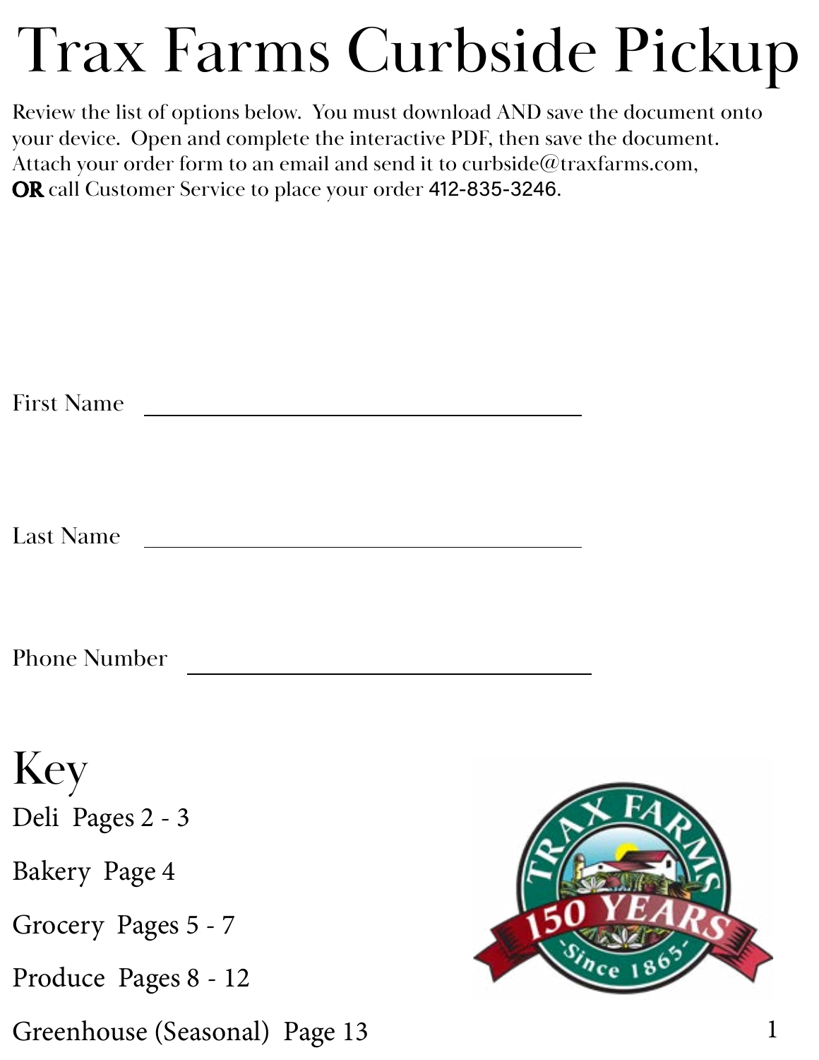# Trax Farms Curbside Pickup

Review the list of options below. You must download AND save the document onto your device. Open and complete the interactive PDF, then save the document. Attach your order form to an email and send it to curbside@traxfarms.com, **OR** call Customer Service to place your order 412-835-3246.

First Name \_\_\_\_\_\_\_\_\_\_\_\_\_\_\_\_\_\_\_\_\_\_\_\_\_\_\_\_\_\_

Last Name \_\_\_\_\_\_\_\_\_\_\_\_\_\_\_\_\_\_\_\_\_\_\_\_\_\_\_\_\_\_

Phone Number \_\_\_\_\_\_\_\_\_\_\_\_\_\_\_\_\_\_\_\_\_\_\_\_\_\_\_\_\_\_

## Key

Deli Pages 2 - 3

Bakery Page 4

Grocery Pages 5 - 7

Produce Pages 8 - 12

Greenhouse (Seasonal) Page 13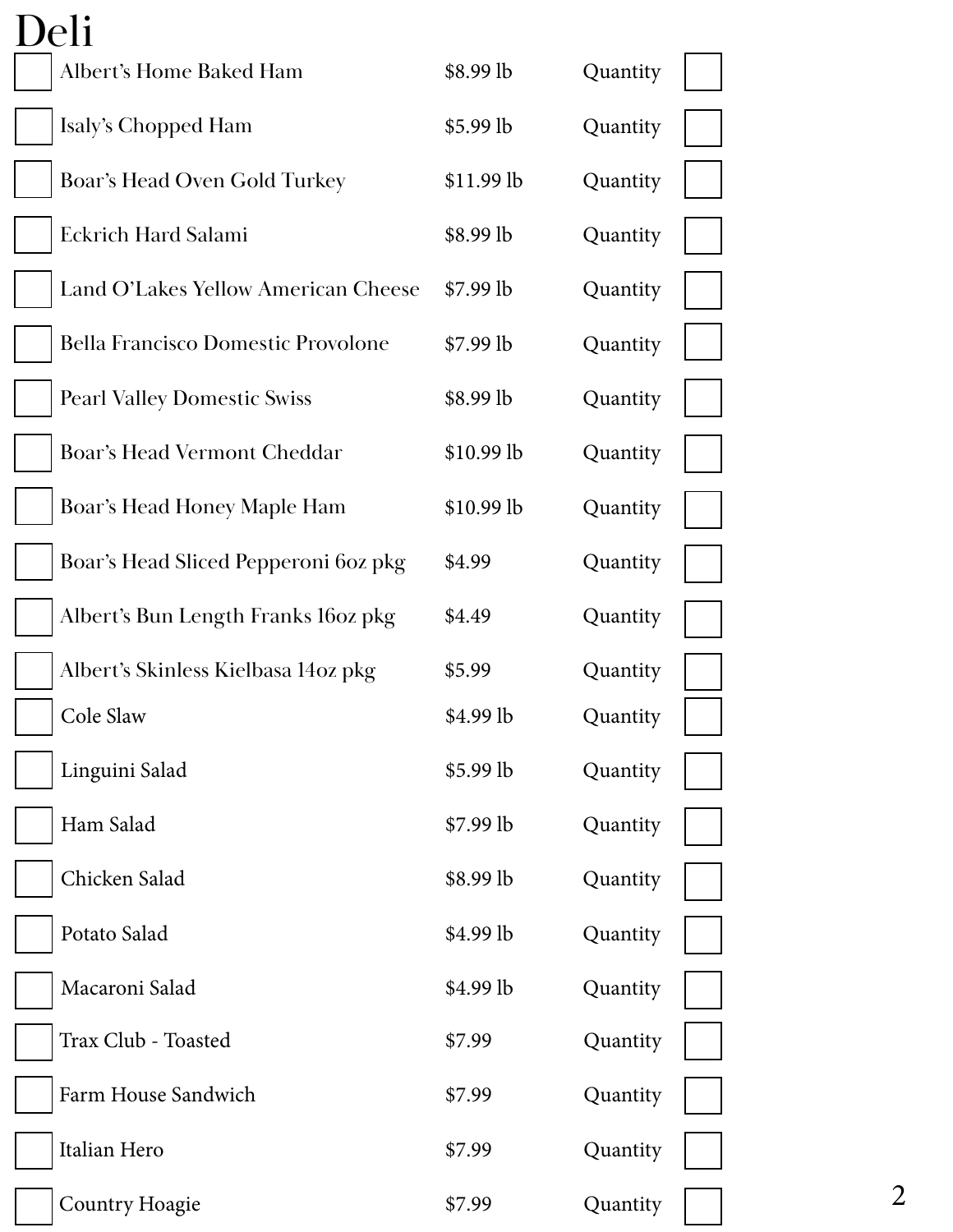# Deli

| | Item | Price | | |
|---|---|---|---|---|
| ☐ | Albert's Home Baked Ham | $8.99 lb | Quantity | ☐ |
| ☐ | Isaly's Chopped Ham | $5.99 lb | Quantity | ☐ |
| ☐ | Boar's Head Oven Gold Turkey | $11.99 lb | Quantity | ☐ |
| ☐ | Eckrich Hard Salami | $8.99 lb | Quantity | ☐ |
| ☐ | Land O'Lakes Yellow American Cheese | $7.99 lb | Quantity | ☐ |
| ☐ | Bella Francisco Domestic Provolone | $7.99 lb | Quantity | ☐ |
| ☐ | Pearl Valley Domestic Swiss | $8.99 lb | Quantity | ☐ |
| ☐ | Boar's Head Vermont Cheddar | $10.99 lb | Quantity | ☐ |
| ☐ | Boar's Head Honey Maple Ham | $10.99 lb | Quantity | ☐ |
| ☐ | Boar's Head Sliced Pepperoni 6oz pkg | $4.99 | Quantity | ☐ |
| ☐ | Albert's Bun Length Franks 16oz pkg | $4.49 | Quantity | ☐ |
| ☐ | Albert's Skinless Kielbasa 14oz pkg | $5.99 | Quantity | ☐ |
| ☐ | Cole Slaw | $4.99 lb | Quantity | ☐ |
| ☐ | Linguini Salad | $5.99 lb | Quantity | ☐ |
| ☐ | Ham Salad | $7.99 lb | Quantity | ☐ |
| ☐ | Chicken Salad | $8.99 lb | Quantity | ☐ |
| ☐ | Potato Salad | $4.99 lb | Quantity | ☐ |
| ☐ | Macaroni Salad | $4.99 lb | Quantity | ☐ |
| ☐ | Trax Club - Toasted | $7.99 | Quantity | ☐ |
| ☐ | Farm House Sandwich | $7.99 | Quantity | ☐ |
| ☐ | Italian Hero | $7.99 | Quantity | ☐ |
| ☐ | Country Hoagie | $7.99 | Quantity | ☐ |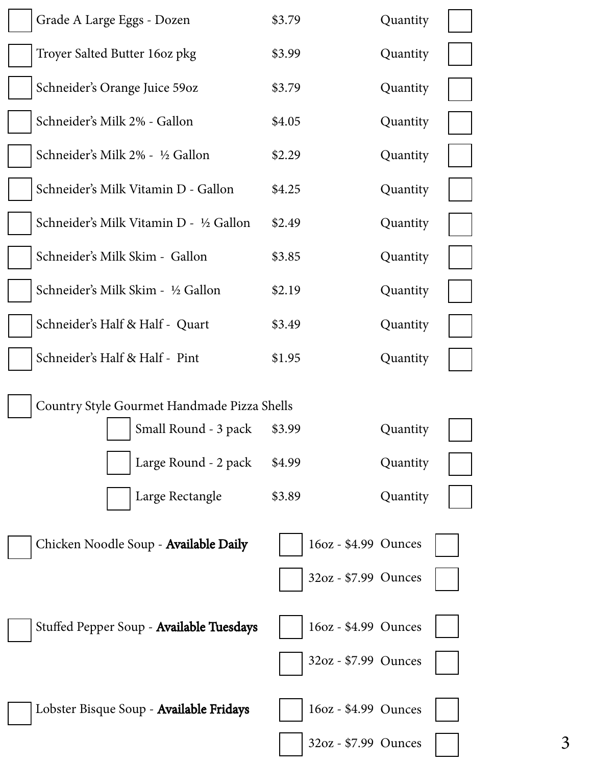| | Item | Price | | |
|---|---|---|---|---|
| ☐ | Grade A Large Eggs - Dozen | $3.79 | Quantity | ☐ |
| ☐ | Troyer Salted Butter 16oz pkg | $3.99 | Quantity | ☐ |
| ☐ | Schneider's Orange Juice 59oz | $3.79 | Quantity | ☐ |
| ☐ | Schneider's Milk 2% - Gallon | $4.05 | Quantity | ☐ |
| ☐ | Schneider's Milk 2% - ½ Gallon | $2.29 | Quantity | ☐ |
| ☐ | Schneider's Milk Vitamin D - Gallon | $4.25 | Quantity | ☐ |
| ☐ | Schneider's Milk Vitamin D - ½ Gallon | $2.49 | Quantity | ☐ |
| ☐ | Schneider's Milk Skim - Gallon | $3.85 | Quantity | ☐ |
| ☐ | Schneider's Milk Skim - ½ Gallon | $2.19 | Quantity | ☐ |
| ☐ | Schneider's Half & Half - Quart | $3.49 | Quantity | ☐ |
| ☐ | Schneider's Half & Half - Pint | $1.95 | Quantity | ☐ |

☐ Country Style Gourmet Handmade Pizza Shells

| | Item | Price | | |
|---|---|---|---|---|
| ☐ | Small Round - 3 pack | $3.99 | Quantity | ☐ |
| ☐ | Large Round - 2 pack | $4.99 | Quantity | ☐ |
| ☐ | Large Rectangle | $3.89 | Quantity | ☐ |

| | Soup | | Size - Price | | |
|---|---|---|---|---|---|
| ☐ | Chicken Noodle Soup - **Available Daily** | ☐ | 16oz - $4.99 | Ounces | ☐ |
| | | ☐ | 32oz - $7.99 | Ounces | ☐ |
| ☐ | Stuffed Pepper Soup - **Available Tuesdays** | ☐ | 16oz - $4.99 | Ounces | ☐ |
| | | ☐ | 32oz - $7.99 | Ounces | ☐ |
| ☐ | Lobster Bisque Soup - **Available Fridays** | ☐ | 16oz - $4.99 | Ounces | ☐ |
| | | ☐ | 32oz - $7.99 | Ounces | ☐ |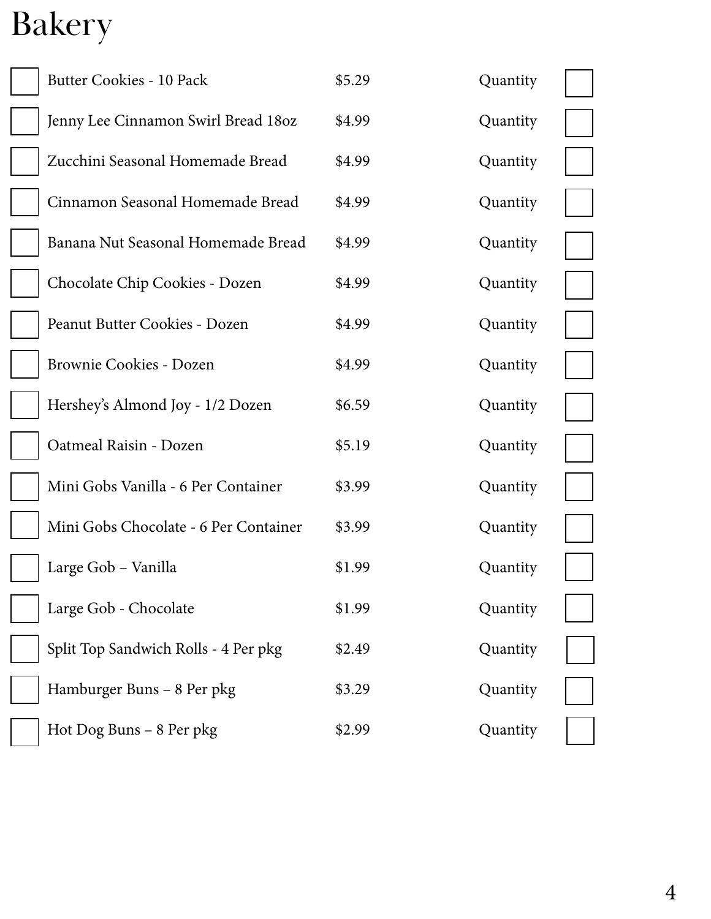# Bakery

| | Item | Price | | |
|---|---|---|---|---|
| ☐ | Butter Cookies - 10 Pack | $5.29 | Quantity | ☐ |
| ☐ | Jenny Lee Cinnamon Swirl Bread 18oz | $4.99 | Quantity | ☐ |
| ☐ | Zucchini Seasonal Homemade Bread | $4.99 | Quantity | ☐ |
| ☐ | Cinnamon Seasonal Homemade Bread | $4.99 | Quantity | ☐ |
| ☐ | Banana Nut Seasonal Homemade Bread | $4.99 | Quantity | ☐ |
| ☐ | Chocolate Chip Cookies - Dozen | $4.99 | Quantity | ☐ |
| ☐ | Peanut Butter Cookies - Dozen | $4.99 | Quantity | ☐ |
| ☐ | Brownie Cookies - Dozen | $4.99 | Quantity | ☐ |
| ☐ | Hershey's Almond Joy - 1/2 Dozen | $6.59 | Quantity | ☐ |
| ☐ | Oatmeal Raisin - Dozen | $5.19 | Quantity | ☐ |
| ☐ | Mini Gobs Vanilla - 6 Per Container | $3.99 | Quantity | ☐ |
| ☐ | Mini Gobs Chocolate - 6 Per Container | $3.99 | Quantity | ☐ |
| ☐ | Large Gob – Vanilla | $1.99 | Quantity | ☐ |
| ☐ | Large Gob - Chocolate | $1.99 | Quantity | ☐ |
| ☐ | Split Top Sandwich Rolls - 4 Per pkg | $2.49 | Quantity | ☐ |
| ☐ | Hamburger Buns – 8 Per pkg | $3.29 | Quantity | ☐ |
| ☐ | Hot Dog Buns – 8 Per pkg | $2.99 | Quantity | ☐ |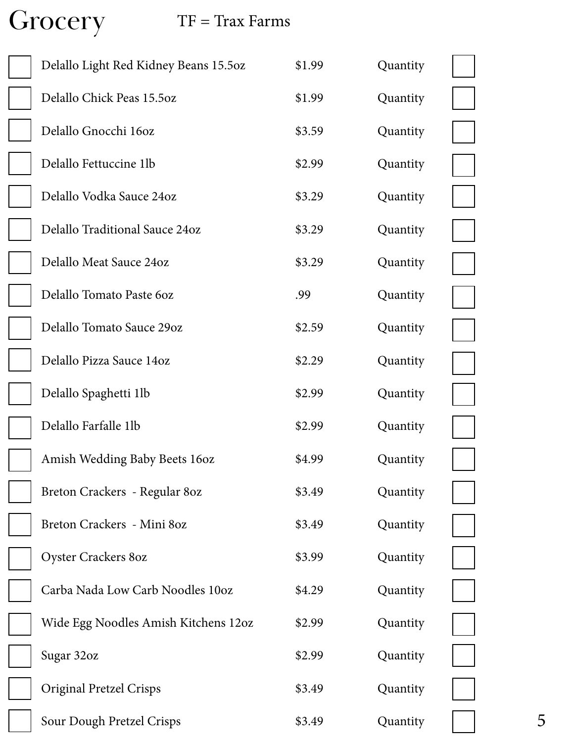# Grocery

TF = Trax Farms

| | Item | Price | | |
|---|---|---|---|---|
| ☐ | Delallo Light Red Kidney Beans 15.5oz | $1.99 | Quantity | ☐ |
| ☐ | Delallo Chick Peas 15.5oz | $1.99 | Quantity | ☐ |
| ☐ | Delallo Gnocchi 16oz | $3.59 | Quantity | ☐ |
| ☐ | Delallo Fettuccine 1lb | $2.99 | Quantity | ☐ |
| ☐ | Delallo Vodka Sauce 24oz | $3.29 | Quantity | ☐ |
| ☐ | Delallo Traditional Sauce 24oz | $3.29 | Quantity | ☐ |
| ☐ | Delallo Meat Sauce 24oz | $3.29 | Quantity | ☐ |
| ☐ | Delallo Tomato Paste 6oz | .99 | Quantity | ☐ |
| ☐ | Delallo Tomato Sauce 29oz | $2.59 | Quantity | ☐ |
| ☐ | Delallo Pizza Sauce 14oz | $2.29 | Quantity | ☐ |
| ☐ | Delallo Spaghetti 1lb | $2.99 | Quantity | ☐ |
| ☐ | Delallo Farfalle 1lb | $2.99 | Quantity | ☐ |
| ☐ | Amish Wedding Baby Beets 16oz | $4.99 | Quantity | ☐ |
| ☐ | Breton Crackers - Regular 8oz | $3.49 | Quantity | ☐ |
| ☐ | Breton Crackers - Mini 8oz | $3.49 | Quantity | ☐ |
| ☐ | Oyster Crackers 8oz | $3.99 | Quantity | ☐ |
| ☐ | Carba Nada Low Carb Noodles 10oz | $4.29 | Quantity | ☐ |
| ☐ | Wide Egg Noodles Amish Kitchens 12oz | $2.99 | Quantity | ☐ |
| ☐ | Sugar 32oz | $2.99 | Quantity | ☐ |
| ☐ | Original Pretzel Crisps | $3.49 | Quantity | ☐ |
| ☐ | Sour Dough Pretzel Crisps | $3.49 | Quantity | ☐ |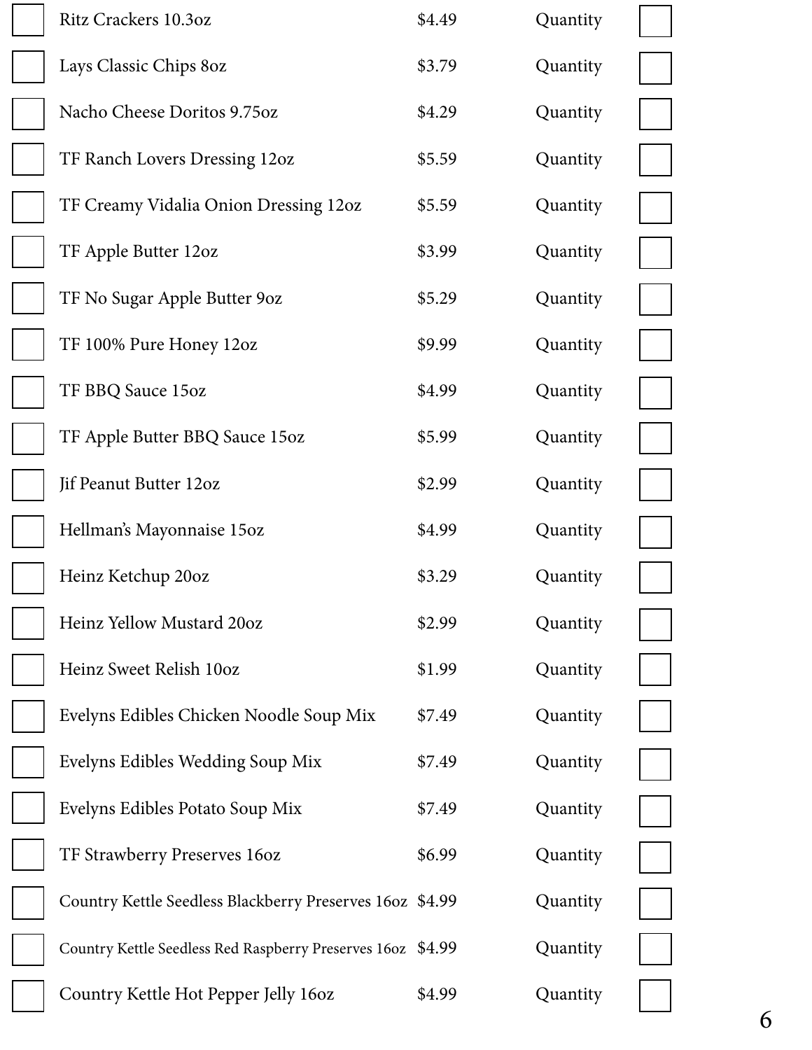| | Item | Price | | |
|---|---|---|---|---|
| ☐ | Ritz Crackers 10.3oz | $4.49 | Quantity | ☐ |
| ☐ | Lays Classic Chips 8oz | $3.79 | Quantity | ☐ |
| ☐ | Nacho Cheese Doritos 9.75oz | $4.29 | Quantity | ☐ |
| ☐ | TF Ranch Lovers Dressing 12oz | $5.59 | Quantity | ☐ |
| ☐ | TF Creamy Vidalia Onion Dressing 12oz | $5.59 | Quantity | ☐ |
| ☐ | TF Apple Butter 12oz | $3.99 | Quantity | ☐ |
| ☐ | TF No Sugar Apple Butter 9oz | $5.29 | Quantity | ☐ |
| ☐ | TF 100% Pure Honey 12oz | $9.99 | Quantity | ☐ |
| ☐ | TF BBQ Sauce 15oz | $4.99 | Quantity | ☐ |
| ☐ | TF Apple Butter BBQ Sauce 15oz | $5.99 | Quantity | ☐ |
| ☐ | Jif Peanut Butter 12oz | $2.99 | Quantity | ☐ |
| ☐ | Hellman's Mayonnaise 15oz | $4.99 | Quantity | ☐ |
| ☐ | Heinz Ketchup 20oz | $3.29 | Quantity | ☐ |
| ☐ | Heinz Yellow Mustard 20oz | $2.99 | Quantity | ☐ |
| ☐ | Heinz Sweet Relish 10oz | $1.99 | Quantity | ☐ |
| ☐ | Evelyns Edibles Chicken Noodle Soup Mix | $7.49 | Quantity | ☐ |
| ☐ | Evelyns Edibles Wedding Soup Mix | $7.49 | Quantity | ☐ |
| ☐ | Evelyns Edibles Potato Soup Mix | $7.49 | Quantity | ☐ |
| ☐ | TF Strawberry Preserves 16oz | $6.99 | Quantity | ☐ |
| ☐ | Country Kettle Seedless Blackberry Preserves 16oz | $4.99 | Quantity | ☐ |
| ☐ | Country Kettle Seedless Red Raspberry Preserves 16oz | $4.99 | Quantity | ☐ |
| ☐ | Country Kettle Hot Pepper Jelly 16oz | $4.99 | Quantity | ☐ |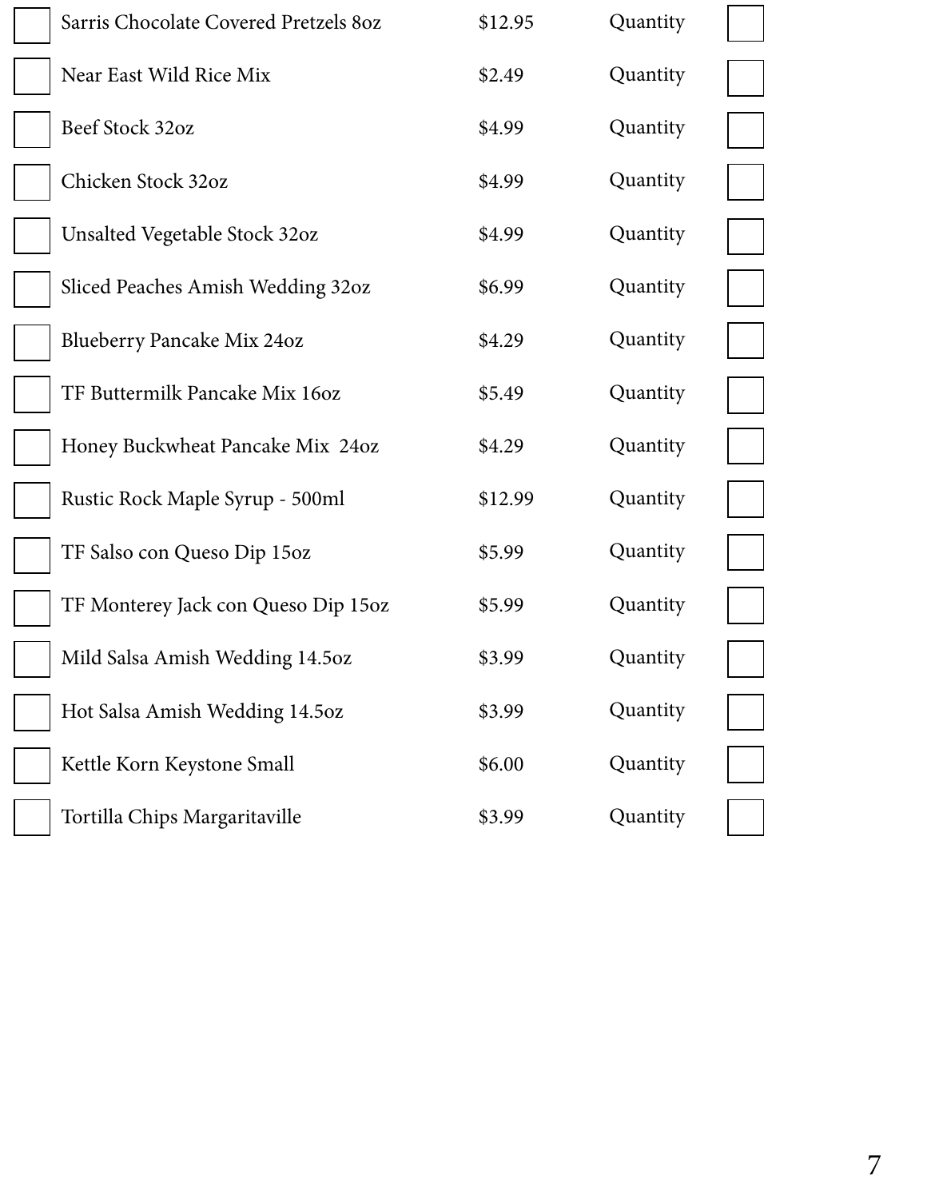| | Item | Price | | |
|---|---|---|---|---|
| ☐ | Sarris Chocolate Covered Pretzels 8oz | $12.95 | Quantity | ☐ |
| ☐ | Near East Wild Rice Mix | $2.49 | Quantity | ☐ |
| ☐ | Beef Stock 32oz | $4.99 | Quantity | ☐ |
| ☐ | Chicken Stock 32oz | $4.99 | Quantity | ☐ |
| ☐ | Unsalted Vegetable Stock 32oz | $4.99 | Quantity | ☐ |
| ☐ | Sliced Peaches Amish Wedding 32oz | $6.99 | Quantity | ☐ |
| ☐ | Blueberry Pancake Mix 24oz | $4.29 | Quantity | ☐ |
| ☐ | TF Buttermilk Pancake Mix 16oz | $5.49 | Quantity | ☐ |
| ☐ | Honey Buckwheat Pancake Mix 24oz | $4.29 | Quantity | ☐ |
| ☐ | Rustic Rock Maple Syrup - 500ml | $12.99 | Quantity | ☐ |
| ☐ | TF Salso con Queso Dip 15oz | $5.99 | Quantity | ☐ |
| ☐ | TF Monterey Jack con Queso Dip 15oz | $5.99 | Quantity | ☐ |
| ☐ | Mild Salsa Amish Wedding 14.5oz | $3.99 | Quantity | ☐ |
| ☐ | Hot Salsa Amish Wedding 14.5oz | $3.99 | Quantity | ☐ |
| ☐ | Kettle Korn Keystone Small | $6.00 | Quantity | ☐ |
| ☐ | Tortilla Chips Margaritaville | $3.99 | Quantity | ☐ |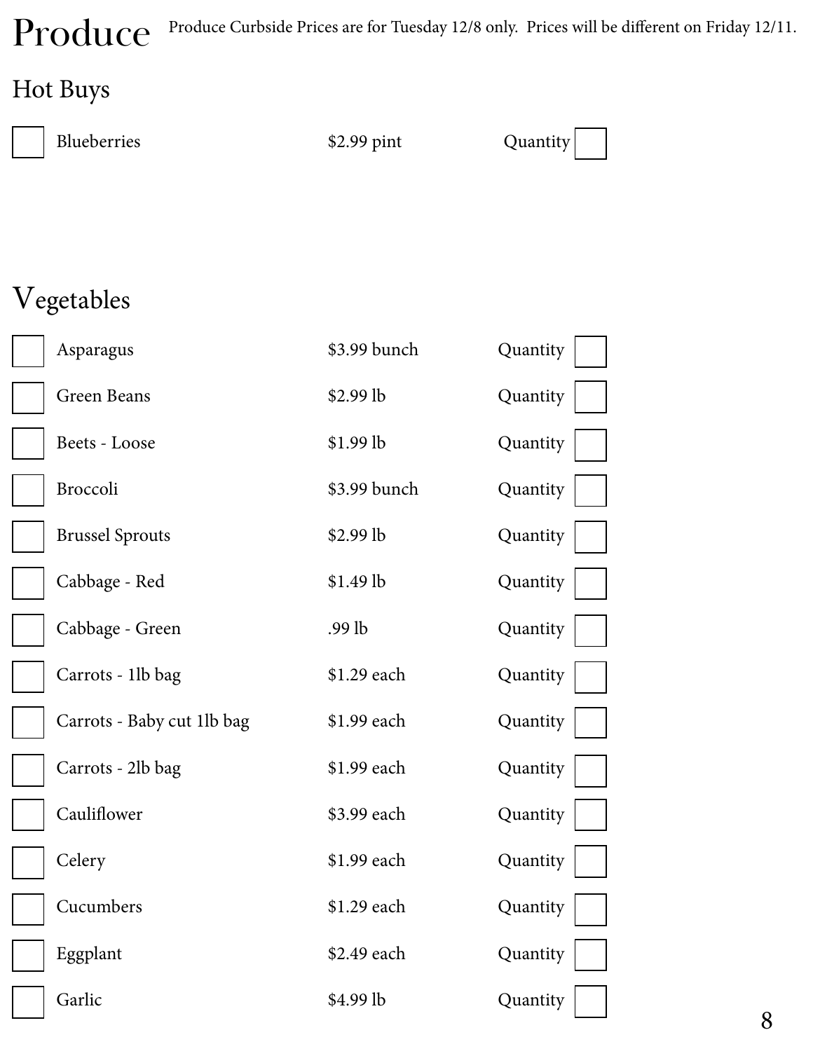# Produce

Produce Curbside Prices are for Tuesday 12/8 only. Prices will be different on Friday 12/11.

## Hot Buys

| | Item | Price | Quantity |
|---|---|---|---|
| ☐ | Blueberries | $2.99 pint | Quantity ☐ |

## Vegetables

| | Item | Price | Quantity |
|---|---|---|---|
| ☐ | Asparagus | $3.99 bunch | Quantity ☐ |
| ☐ | Green Beans | $2.99 lb | Quantity ☐ |
| ☐ | Beets - Loose | $1.99 lb | Quantity ☐ |
| ☐ | Broccoli | $3.99 bunch | Quantity ☐ |
| ☐ | Brussel Sprouts | $2.99 lb | Quantity ☐ |
| ☐ | Cabbage - Red | $1.49 lb | Quantity ☐ |
| ☐ | Cabbage - Green | .99 lb | Quantity ☐ |
| ☐ | Carrots - 1lb bag | $1.29 each | Quantity ☐ |
| ☐ | Carrots - Baby cut 1lb bag | $1.99 each | Quantity ☐ |
| ☐ | Carrots - 2lb bag | $1.99 each | Quantity ☐ |
| ☐ | Cauliflower | $3.99 each | Quantity ☐ |
| ☐ | Celery | $1.99 each | Quantity ☐ |
| ☐ | Cucumbers | $1.29 each | Quantity ☐ |
| ☐ | Eggplant | $2.49 each | Quantity ☐ |
| ☐ | Garlic | $4.99 lb | Quantity ☐ |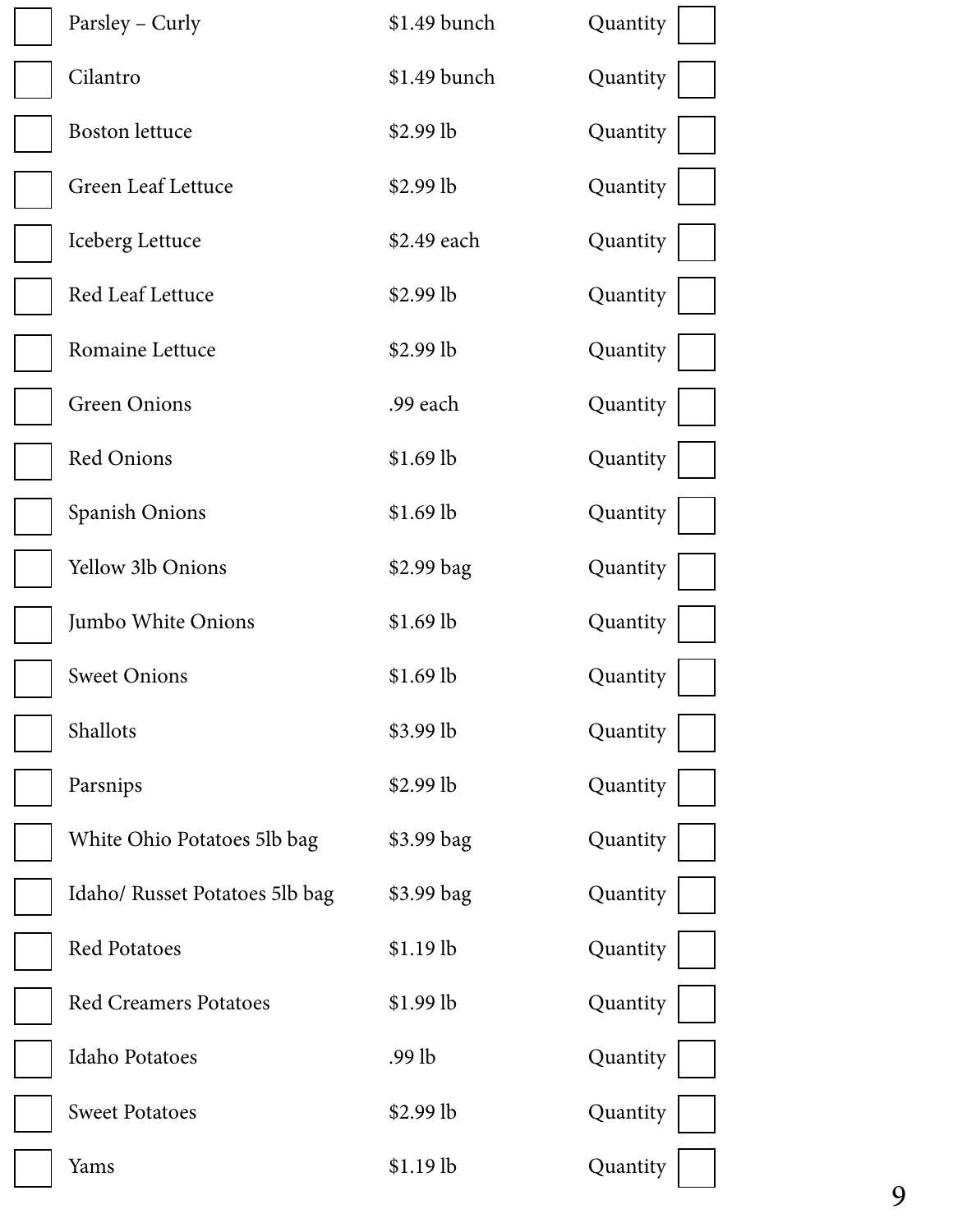| | Item | Price | Quantity |
|---|---|---|---|
| ☐ | Parsley – Curly | $1.49 bunch | Quantity ☐ |
| ☐ | Cilantro | $1.49 bunch | Quantity ☐ |
| ☐ | Boston lettuce | $2.99 lb | Quantity ☐ |
| ☐ | Green Leaf Lettuce | $2.99 lb | Quantity ☐ |
| ☐ | Iceberg Lettuce | $2.49 each | Quantity ☐ |
| ☐ | Red Leaf Lettuce | $2.99 lb | Quantity ☐ |
| ☐ | Romaine Lettuce | $2.99 lb | Quantity ☐ |
| ☐ | Green Onions | .99 each | Quantity ☐ |
| ☐ | Red Onions | $1.69 lb | Quantity ☐ |
| ☐ | Spanish Onions | $1.69 lb | Quantity ☐ |
| ☐ | Yellow 3lb Onions | $2.99 bag | Quantity ☐ |
| ☐ | Jumbo White Onions | $1.69 lb | Quantity ☐ |
| ☐ | Sweet Onions | $1.69 lb | Quantity ☐ |
| ☐ | Shallots | $3.99 lb | Quantity ☐ |
| ☐ | Parsnips | $2.99 lb | Quantity ☐ |
| ☐ | White Ohio Potatoes 5lb bag | $3.99 bag | Quantity ☐ |
| ☐ | Idaho/ Russet Potatoes 5lb bag | $3.99 bag | Quantity ☐ |
| ☐ | Red Potatoes | $1.19 lb | Quantity ☐ |
| ☐ | Red Creamers Potatoes | $1.99 lb | Quantity ☐ |
| ☐ | Idaho Potatoes | .99 lb | Quantity ☐ |
| ☐ | Sweet Potatoes | $2.99 lb | Quantity ☐ |
| ☐ | Yams | $1.19 lb | Quantity ☐ |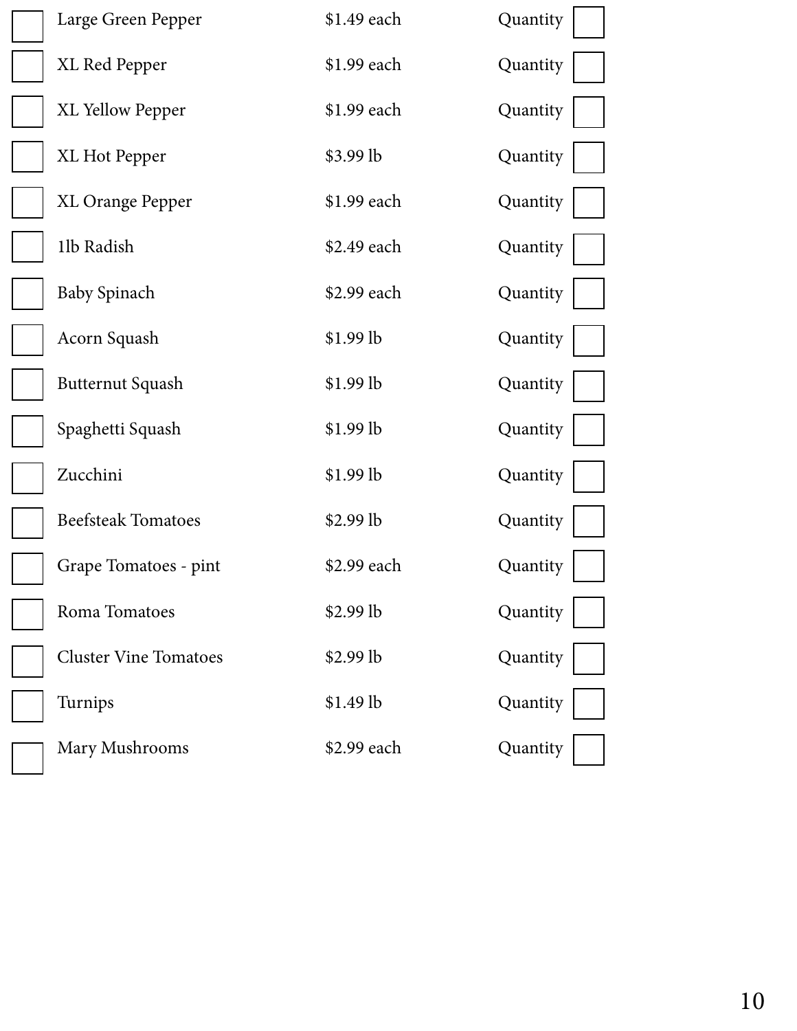- [ ] Large Green Pepper — $1.49 each — Quantity [ ]
- [ ] XL Red Pepper — $1.99 each — Quantity [ ]
- [ ] XL Yellow Pepper — $1.99 each — Quantity [ ]
- [ ] XL Hot Pepper — $3.99 lb — Quantity [ ]
- [ ] XL Orange Pepper — $1.99 each — Quantity [ ]
- [ ] 1lb Radish — $2.49 each — Quantity [ ]
- [ ] Baby Spinach — $2.99 each — Quantity [ ]
- [ ] Acorn Squash — $1.99 lb — Quantity [ ]
- [ ] Butternut Squash — $1.99 lb — Quantity [ ]
- [ ] Spaghetti Squash — $1.99 lb — Quantity [ ]
- [ ] Zucchini — $1.99 lb — Quantity [ ]
- [ ] Beefsteak Tomatoes — $2.99 lb — Quantity [ ]
- [ ] Grape Tomatoes - pint — $2.99 each — Quantity [ ]
- [ ] Roma Tomatoes — $2.99 lb — Quantity [ ]
- [ ] Cluster Vine Tomatoes — $2.99 lb — Quantity [ ]
- [ ] Turnips — $1.49 lb — Quantity [ ]
- [ ] Mary Mushrooms — $2.99 each — Quantity [ ]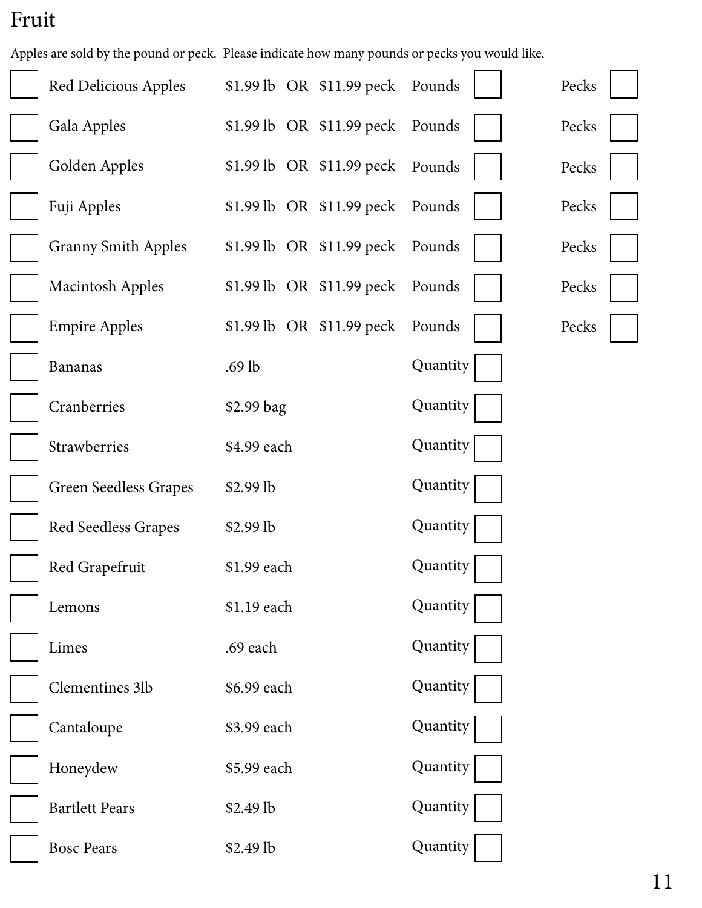# Fruit

Apples are sold by the pound or peck. Please indicate how many pounds or pecks you would like.

| | Item | Price | | |
|---|---|---|---|---|
| ☐ | Red Delicious Apples | $1.99 lb OR $11.99 peck | Pounds ☐ | Pecks ☐ |
| ☐ | Gala Apples | $1.99 lb OR $11.99 peck | Pounds ☐ | Pecks ☐ |
| ☐ | Golden Apples | $1.99 lb OR $11.99 peck | Pounds ☐ | Pecks ☐ |
| ☐ | Fuji Apples | $1.99 lb OR $11.99 peck | Pounds ☐ | Pecks ☐ |
| ☐ | Granny Smith Apples | $1.99 lb OR $11.99 peck | Pounds ☐ | Pecks ☐ |
| ☐ | Macintosh Apples | $1.99 lb OR $11.99 peck | Pounds ☐ | Pecks ☐ |
| ☐ | Empire Apples | $1.99 lb OR $11.99 peck | Pounds ☐ | Pecks ☐ |
| ☐ | Bananas | .69 lb | Quantity ☐ | |
| ☐ | Cranberries | $2.99 bag | Quantity ☐ | |
| ☐ | Strawberries | $4.99 each | Quantity ☐ | |
| ☐ | Green Seedless Grapes | $2.99 lb | Quantity ☐ | |
| ☐ | Red Seedless Grapes | $2.99 lb | Quantity ☐ | |
| ☐ | Red Grapefruit | $1.99 each | Quantity ☐ | |
| ☐ | Lemons | $1.19 each | Quantity ☐ | |
| ☐ | Limes | .69 each | Quantity ☐ | |
| ☐ | Clementines 3lb | $6.99 each | Quantity ☐ | |
| ☐ | Cantaloupe | $3.99 each | Quantity ☐ | |
| ☐ | Honeydew | $5.99 each | Quantity ☐ | |
| ☐ | Bartlett Pears | $2.49 lb | Quantity ☐ | |
| ☐ | Bosc Pears | $2.49 lb | Quantity ☐ | |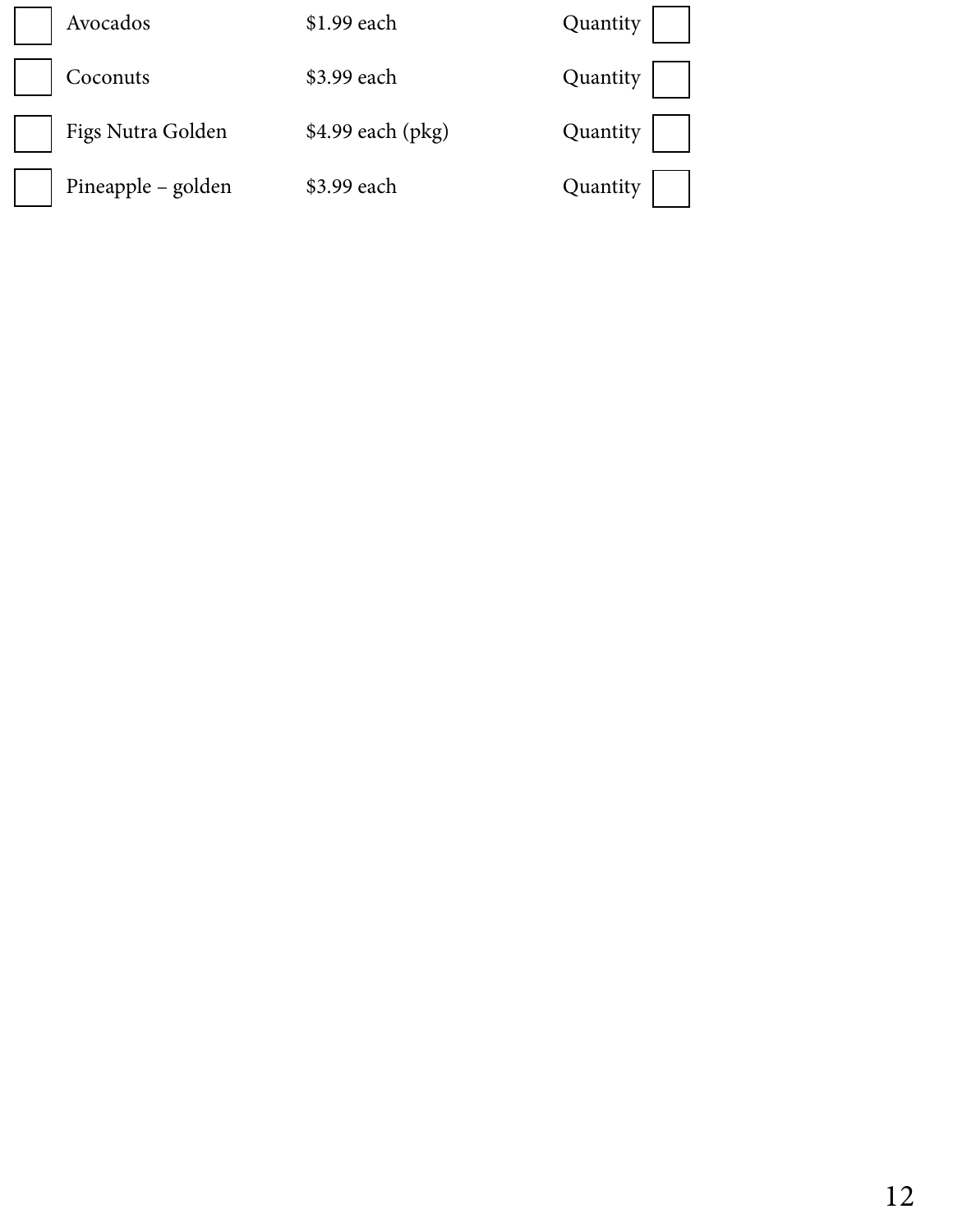| | Item | Price | | Quantity |
|---|---|---|---|---|
| ☐ | Avocados | $1.99 each | Quantity | ☐ |
| ☐ | Coconuts | $3.99 each | Quantity | ☐ |
| ☐ | Figs Nutra Golden | $4.99 each (pkg) | Quantity | ☐ |
| ☐ | Pineapple – golden | $3.99 each | Quantity | ☐ |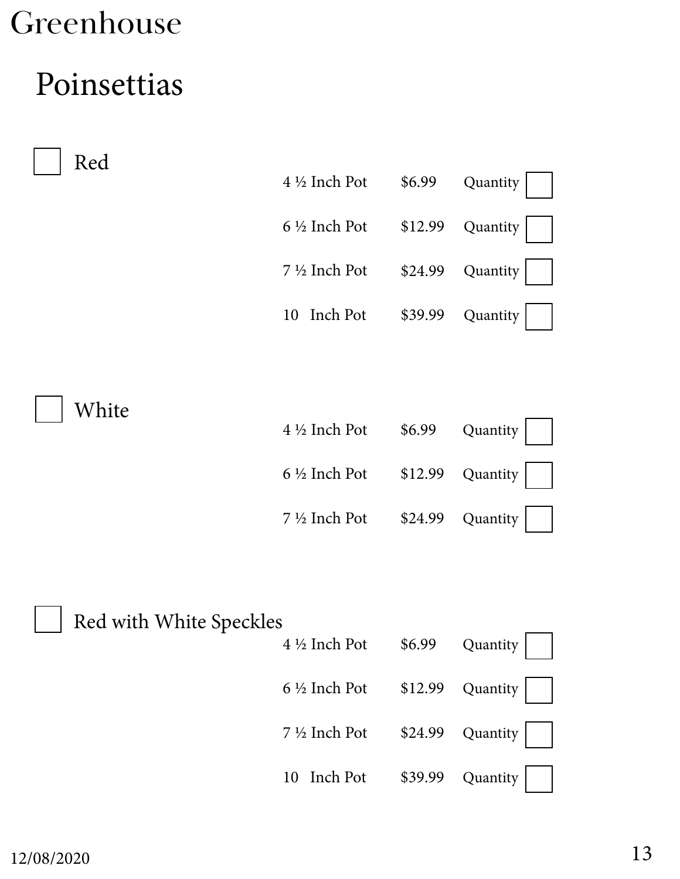# Greenhouse

## Poinsettias

☐ Red

| | | | |
|---|---|---|---|
| 4 ½ Inch Pot | $6.99 | Quantity | ☐ |
| 6 ½ Inch Pot | $12.99 | Quantity | ☐ |
| 7 ½ Inch Pot | $24.99 | Quantity | ☐ |
| 10 Inch Pot | $39.99 | Quantity | ☐ |

☐ White

| | | | |
|---|---|---|---|
| 4 ½ Inch Pot | $6.99 | Quantity | ☐ |
| 6 ½ Inch Pot | $12.99 | Quantity | ☐ |
| 7 ½ Inch Pot | $24.99 | Quantity | ☐ |

☐ Red with White Speckles

| | | | |
|---|---|---|---|
| 4 ½ Inch Pot | $6.99 | Quantity | ☐ |
| 6 ½ Inch Pot | $12.99 | Quantity | ☐ |
| 7 ½ Inch Pot | $24.99 | Quantity | ☐ |
| 10 Inch Pot | $39.99 | Quantity | ☐ |

12/08/2020